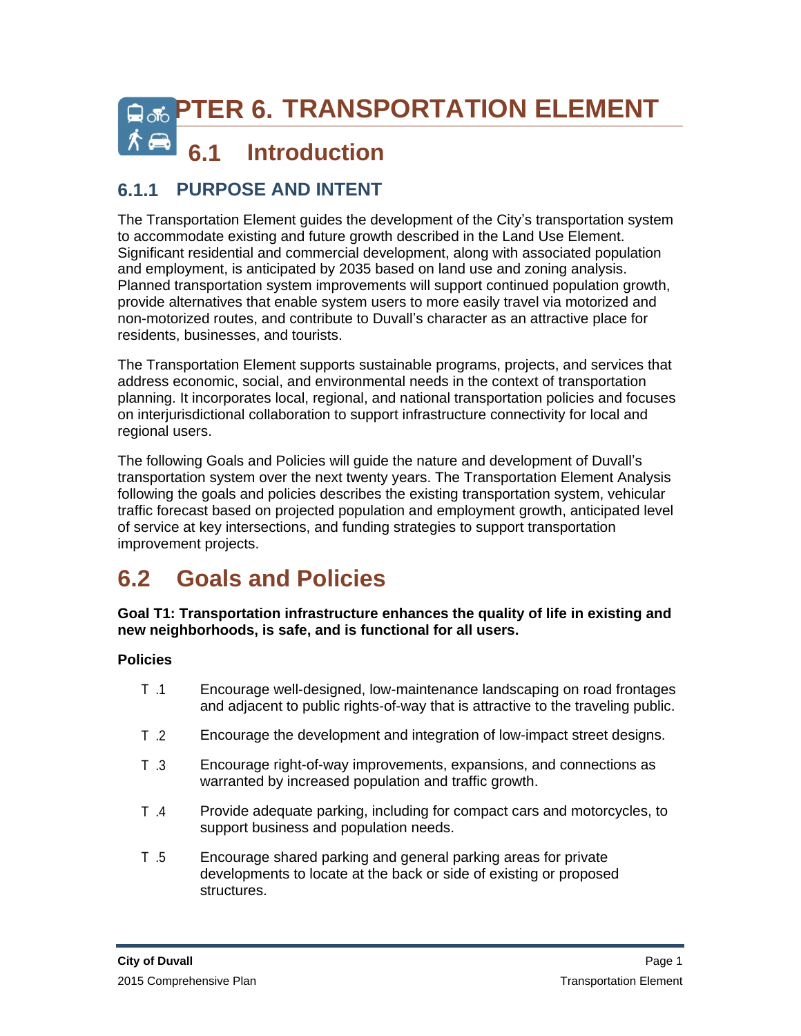# PTER 6. TRANSPORTATION ELEMENT

## 6.1 Introduction

### 6.1.1 PURPOSE AND INTENT

The Transportation Element guides the development of the City's transportation system to accommodate existing and future growth described in the Land Use Element. Significant residential and commercial development, along with associated population and employment, is anticipated by 2035 based on land use and zoning analysis. Planned transportation system improvements will support continued population growth, provide alternatives that enable system users to more easily travel via motorized and non-motorized routes, and contribute to Duvall's character as an attractive place for residents, businesses, and tourists.

The Transportation Element supports sustainable programs, projects, and services that address economic, social, and environmental needs in the context of transportation planning. It incorporates local, regional, and national transportation policies and focuses on interjurisdictional collaboration to support infrastructure connectivity for local and regional users.

The following Goals and Policies will guide the nature and development of Duvall's transportation system over the next twenty years. The Transportation Element Analysis following the goals and policies describes the existing transportation system, vehicular traffic forecast based on projected population and employment growth, anticipated level of service at key intersections, and funding strategies to support transportation improvement projects.

## 6.2 Goals and Policies

**Goal T1: Transportation infrastructure enhances the quality of life in existing and new neighborhoods, is safe, and is functional for all users.**

**Policies**

T .1 Encourage well-designed, low-maintenance landscaping on road frontages and adjacent to public rights-of-way that is attractive to the traveling public.

T .2 Encourage the development and integration of low-impact street designs.

T .3 Encourage right-of-way improvements, expansions, and connections as warranted by increased population and traffic growth.

T .4 Provide adequate parking, including for compact cars and motorcycles, to support business and population needs.

T .5 Encourage shared parking and general parking areas for private developments to locate at the back or side of existing or proposed structures.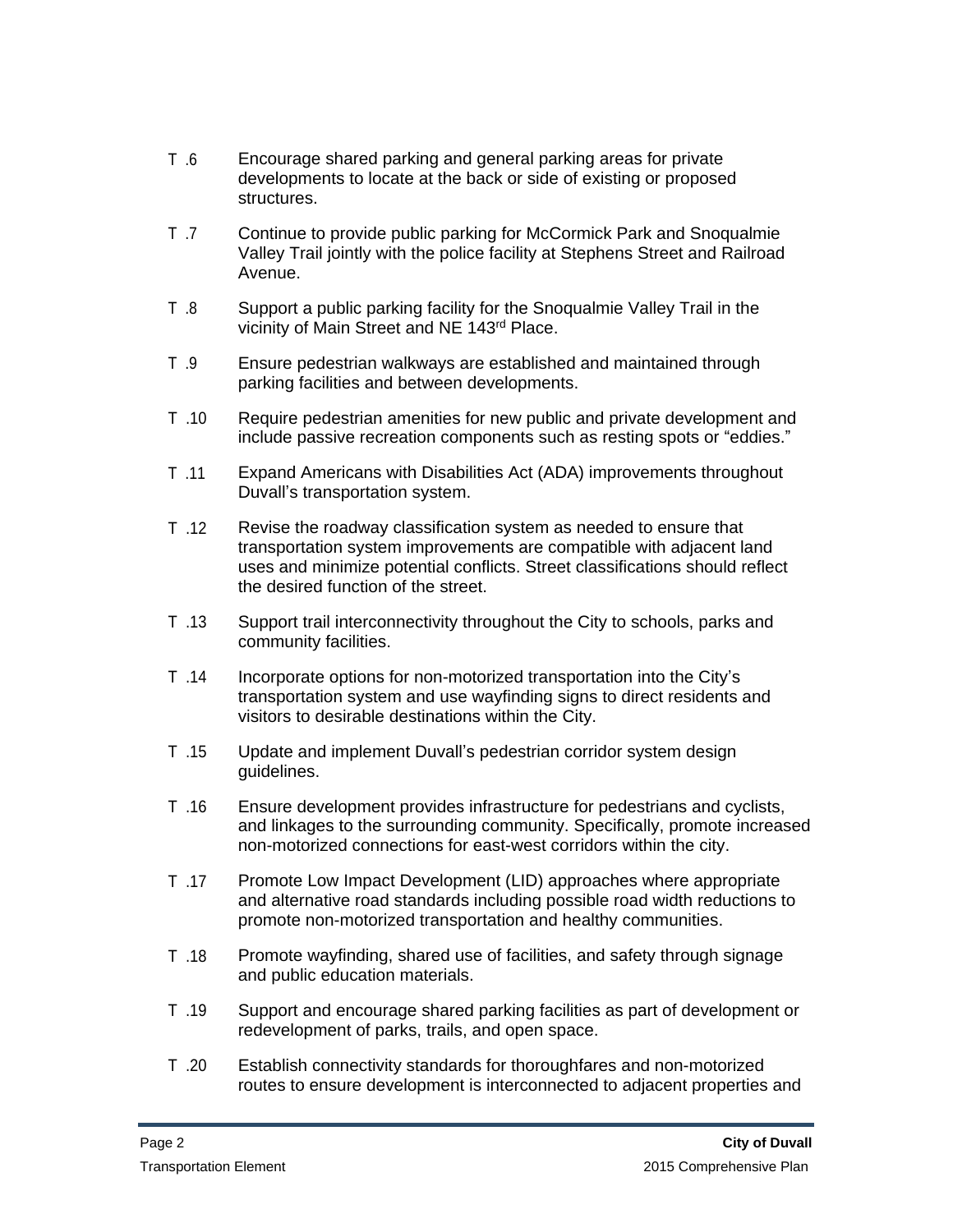T .6 Encourage shared parking and general parking areas for private developments to locate at the back or side of existing or proposed structures.

T .7 Continue to provide public parking for McCormick Park and Snoqualmie Valley Trail jointly with the police facility at Stephens Street and Railroad Avenue.

T .8 Support a public parking facility for the Snoqualmie Valley Trail in the vicinity of Main Street and NE 143rd Place.

T .9 Ensure pedestrian walkways are established and maintained through parking facilities and between developments.

T .10 Require pedestrian amenities for new public and private development and include passive recreation components such as resting spots or "eddies."

T .11 Expand Americans with Disabilities Act (ADA) improvements throughout Duvall's transportation system.

T .12 Revise the roadway classification system as needed to ensure that transportation system improvements are compatible with adjacent land uses and minimize potential conflicts. Street classifications should reflect the desired function of the street.

T .13 Support trail interconnectivity throughout the City to schools, parks and community facilities.

T .14 Incorporate options for non-motorized transportation into the City's transportation system and use wayfinding signs to direct residents and visitors to desirable destinations within the City.

T .15 Update and implement Duvall's pedestrian corridor system design guidelines.

T .16 Ensure development provides infrastructure for pedestrians and cyclists, and linkages to the surrounding community. Specifically, promote increased non-motorized connections for east-west corridors within the city.

T .17 Promote Low Impact Development (LID) approaches where appropriate and alternative road standards including possible road width reductions to promote non-motorized transportation and healthy communities.

T .18 Promote wayfinding, shared use of facilities, and safety through signage and public education materials.

T .19 Support and encourage shared parking facilities as part of development or redevelopment of parks, trails, and open space.

T .20 Establish connectivity standards for thoroughfares and non-motorized routes to ensure development is interconnected to adjacent properties and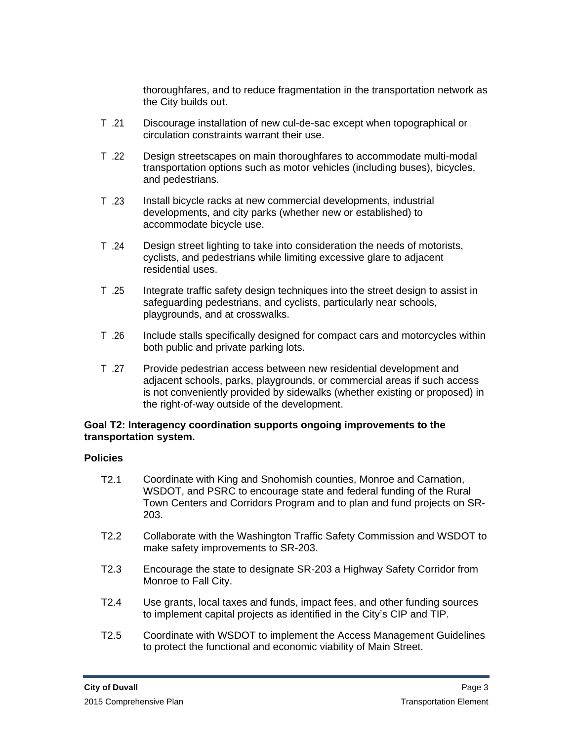thoroughfares, and to reduce fragmentation in the transportation network as the City builds out.

T .21 Discourage installation of new cul-de-sac except when topographical or circulation constraints warrant their use.

T .22 Design streetscapes on main thoroughfares to accommodate multi-modal transportation options such as motor vehicles (including buses), bicycles, and pedestrians.

T .23 Install bicycle racks at new commercial developments, industrial developments, and city parks (whether new or established) to accommodate bicycle use.

T .24 Design street lighting to take into consideration the needs of motorists, cyclists, and pedestrians while limiting excessive glare to adjacent residential uses.

T .25 Integrate traffic safety design techniques into the street design to assist in safeguarding pedestrians, and cyclists, particularly near schools, playgrounds, and at crosswalks.

T .26 Include stalls specifically designed for compact cars and motorcycles within both public and private parking lots.

T .27 Provide pedestrian access between new residential development and adjacent schools, parks, playgrounds, or commercial areas if such access is not conveniently provided by sidewalks (whether existing or proposed) in the right-of-way outside of the development.

**Goal T2: Interagency coordination supports ongoing improvements to the transportation system.**

**Policies**

T2.1 Coordinate with King and Snohomish counties, Monroe and Carnation, WSDOT, and PSRC to encourage state and federal funding of the Rural Town Centers and Corridors Program and to plan and fund projects on SR-203.

T2.2 Collaborate with the Washington Traffic Safety Commission and WSDOT to make safety improvements to SR-203.

T2.3 Encourage the state to designate SR-203 a Highway Safety Corridor from Monroe to Fall City.

T2.4 Use grants, local taxes and funds, impact fees, and other funding sources to implement capital projects as identified in the City's CIP and TIP.

T2.5 Coordinate with WSDOT to implement the Access Management Guidelines to protect the functional and economic viability of Main Street.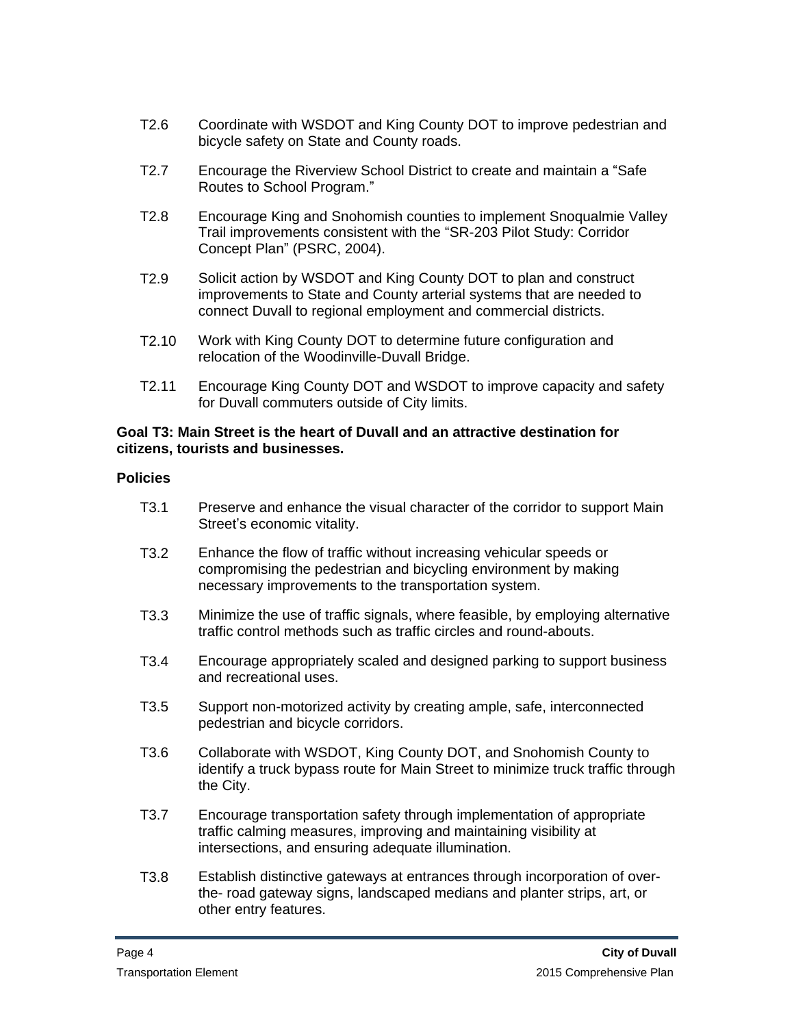T2.6 Coordinate with WSDOT and King County DOT to improve pedestrian and bicycle safety on State and County roads.

T2.7 Encourage the Riverview School District to create and maintain a "Safe Routes to School Program."

T2.8 Encourage King and Snohomish counties to implement Snoqualmie Valley Trail improvements consistent with the "SR-203 Pilot Study: Corridor Concept Plan" (PSRC, 2004).

T2.9 Solicit action by WSDOT and King County DOT to plan and construct improvements to State and County arterial systems that are needed to connect Duvall to regional employment and commercial districts.

T2.10 Work with King County DOT to determine future configuration and relocation of the Woodinville-Duvall Bridge.

T2.11 Encourage King County DOT and WSDOT to improve capacity and safety for Duvall commuters outside of City limits.

**Goal T3: Main Street is the heart of Duvall and an attractive destination for citizens, tourists and businesses.**

**Policies**

T3.1 Preserve and enhance the visual character of the corridor to support Main Street's economic vitality.

T3.2 Enhance the flow of traffic without increasing vehicular speeds or compromising the pedestrian and bicycling environment by making necessary improvements to the transportation system.

T3.3 Minimize the use of traffic signals, where feasible, by employing alternative traffic control methods such as traffic circles and round-abouts.

T3.4 Encourage appropriately scaled and designed parking to support business and recreational uses.

T3.5 Support non-motorized activity by creating ample, safe, interconnected pedestrian and bicycle corridors.

T3.6 Collaborate with WSDOT, King County DOT, and Snohomish County to identify a truck bypass route for Main Street to minimize truck traffic through the City.

T3.7 Encourage transportation safety through implementation of appropriate traffic calming measures, improving and maintaining visibility at intersections, and ensuring adequate illumination.

T3.8 Establish distinctive gateways at entrances through incorporation of over-the- road gateway signs, landscaped medians and planter strips, art, or other entry features.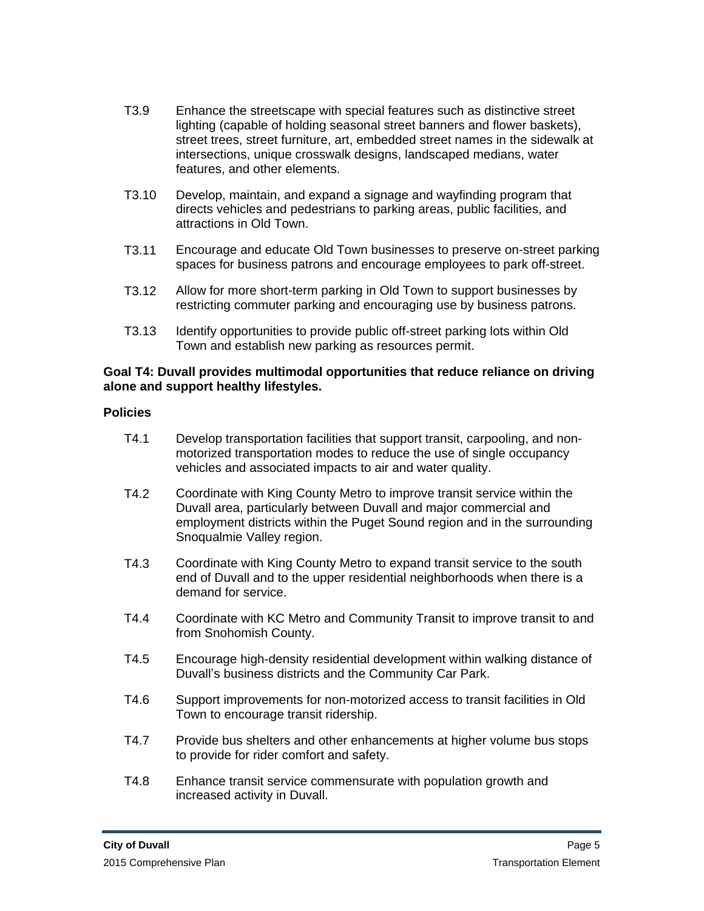T3.9 Enhance the streetscape with special features such as distinctive street lighting (capable of holding seasonal street banners and flower baskets), street trees, street furniture, art, embedded street names in the sidewalk at intersections, unique crosswalk designs, landscaped medians, water features, and other elements.

T3.10 Develop, maintain, and expand a signage and wayfinding program that directs vehicles and pedestrians to parking areas, public facilities, and attractions in Old Town.

T3.11 Encourage and educate Old Town businesses to preserve on-street parking spaces for business patrons and encourage employees to park off-street.

T3.12 Allow for more short-term parking in Old Town to support businesses by restricting commuter parking and encouraging use by business patrons.

T3.13 Identify opportunities to provide public off-street parking lots within Old Town and establish new parking as resources permit.

**Goal T4: Duvall provides multimodal opportunities that reduce reliance on driving alone and support healthy lifestyles.**

**Policies**

T4.1 Develop transportation facilities that support transit, carpooling, and non-motorized transportation modes to reduce the use of single occupancy vehicles and associated impacts to air and water quality.

T4.2 Coordinate with King County Metro to improve transit service within the Duvall area, particularly between Duvall and major commercial and employment districts within the Puget Sound region and in the surrounding Snoqualmie Valley region.

T4.3 Coordinate with King County Metro to expand transit service to the south end of Duvall and to the upper residential neighborhoods when there is a demand for service.

T4.4 Coordinate with KC Metro and Community Transit to improve transit to and from Snohomish County.

T4.5 Encourage high-density residential development within walking distance of Duvall's business districts and the Community Car Park.

T4.6 Support improvements for non-motorized access to transit facilities in Old Town to encourage transit ridership.

T4.7 Provide bus shelters and other enhancements at higher volume bus stops to provide for rider comfort and safety.

T4.8 Enhance transit service commensurate with population growth and increased activity in Duvall.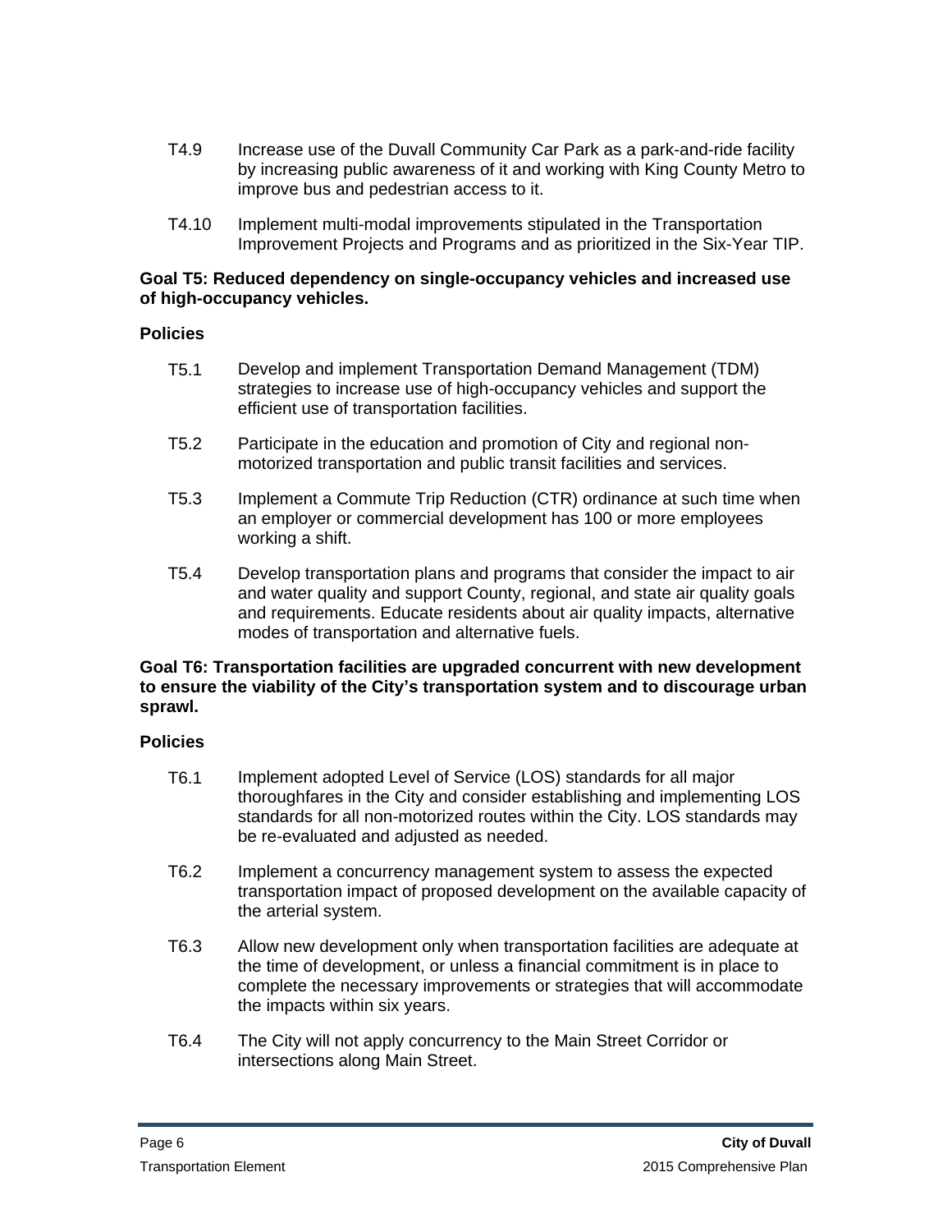T4.9 Increase use of the Duvall Community Car Park as a park-and-ride facility by increasing public awareness of it and working with King County Metro to improve bus and pedestrian access to it.

T4.10 Implement multi-modal improvements stipulated in the Transportation Improvement Projects and Programs and as prioritized in the Six-Year TIP.

**Goal T5: Reduced dependency on single-occupancy vehicles and increased use of high-occupancy vehicles.**

**Policies**

T5.1 Develop and implement Transportation Demand Management (TDM) strategies to increase use of high-occupancy vehicles and support the efficient use of transportation facilities.

T5.2 Participate in the education and promotion of City and regional non-motorized transportation and public transit facilities and services.

T5.3 Implement a Commute Trip Reduction (CTR) ordinance at such time when an employer or commercial development has 100 or more employees working a shift.

T5.4 Develop transportation plans and programs that consider the impact to air and water quality and support County, regional, and state air quality goals and requirements. Educate residents about air quality impacts, alternative modes of transportation and alternative fuels.

**Goal T6: Transportation facilities are upgraded concurrent with new development to ensure the viability of the City's transportation system and to discourage urban sprawl.**

**Policies**

T6.1 Implement adopted Level of Service (LOS) standards for all major thoroughfares in the City and consider establishing and implementing LOS standards for all non-motorized routes within the City. LOS standards may be re-evaluated and adjusted as needed.

T6.2 Implement a concurrency management system to assess the expected transportation impact of proposed development on the available capacity of the arterial system.

T6.3 Allow new development only when transportation facilities are adequate at the time of development, or unless a financial commitment is in place to complete the necessary improvements or strategies that will accommodate the impacts within six years.

T6.4 The City will not apply concurrency to the Main Street Corridor or intersections along Main Street.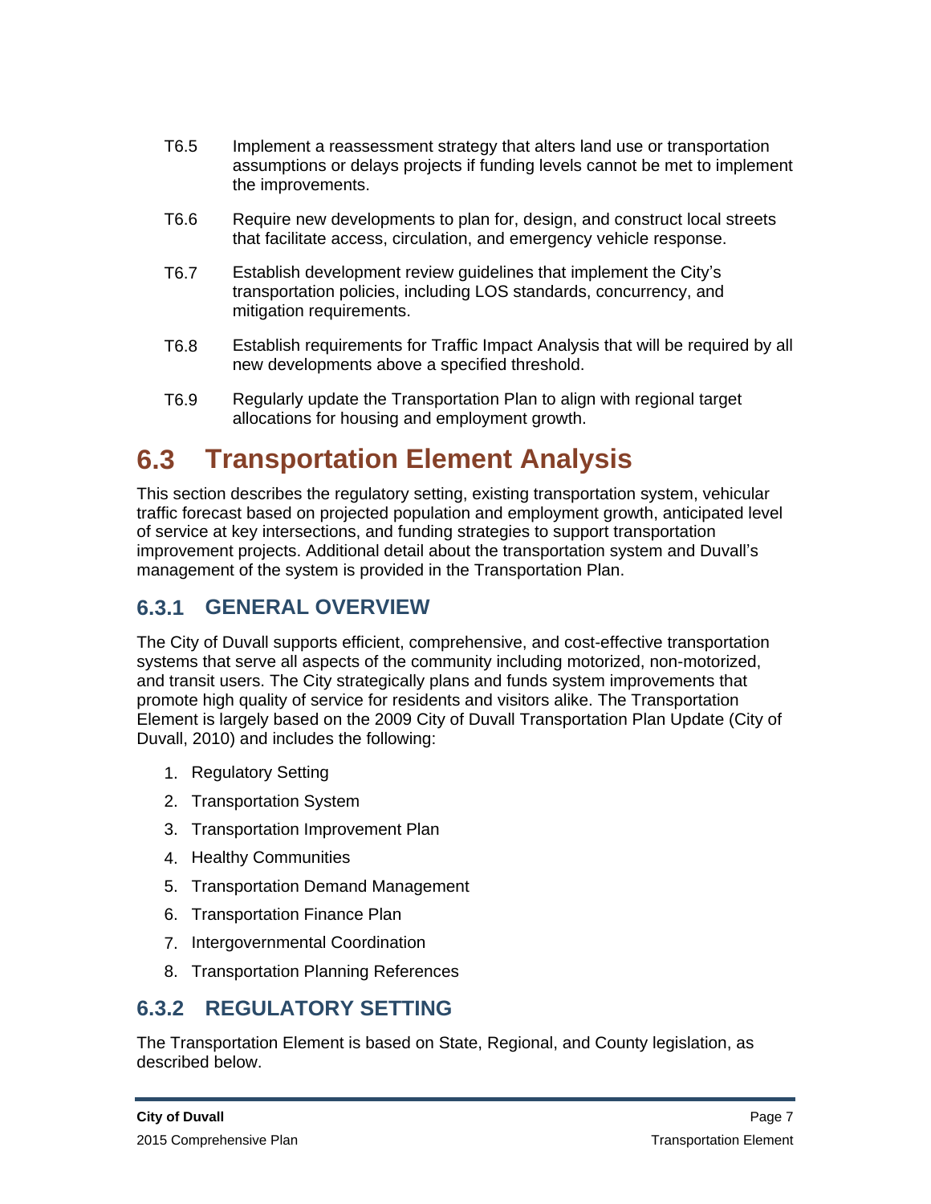T6.5 Implement a reassessment strategy that alters land use or transportation assumptions or delays projects if funding levels cannot be met to implement the improvements.

T6.6 Require new developments to plan for, design, and construct local streets that facilitate access, circulation, and emergency vehicle response.

T6.7 Establish development review guidelines that implement the City's transportation policies, including LOS standards, concurrency, and mitigation requirements.

T6.8 Establish requirements for Traffic Impact Analysis that will be required by all new developments above a specified threshold.

T6.9 Regularly update the Transportation Plan to align with regional target allocations for housing and employment growth.

# 6.3 Transportation Element Analysis

This section describes the regulatory setting, existing transportation system, vehicular traffic forecast based on projected population and employment growth, anticipated level of service at key intersections, and funding strategies to support transportation improvement projects. Additional detail about the transportation system and Duvall's management of the system is provided in the Transportation Plan.

## 6.3.1 GENERAL OVERVIEW

The City of Duvall supports efficient, comprehensive, and cost-effective transportation systems that serve all aspects of the community including motorized, non-motorized, and transit users. The City strategically plans and funds system improvements that promote high quality of service for residents and visitors alike. The Transportation Element is largely based on the 2009 City of Duvall Transportation Plan Update (City of Duvall, 2010) and includes the following:

1. Regulatory Setting
2. Transportation System
3. Transportation Improvement Plan
4. Healthy Communities
5. Transportation Demand Management
6. Transportation Finance Plan
7. Intergovernmental Coordination
8. Transportation Planning References

## 6.3.2 REGULATORY SETTING

The Transportation Element is based on State, Regional, and County legislation, as described below.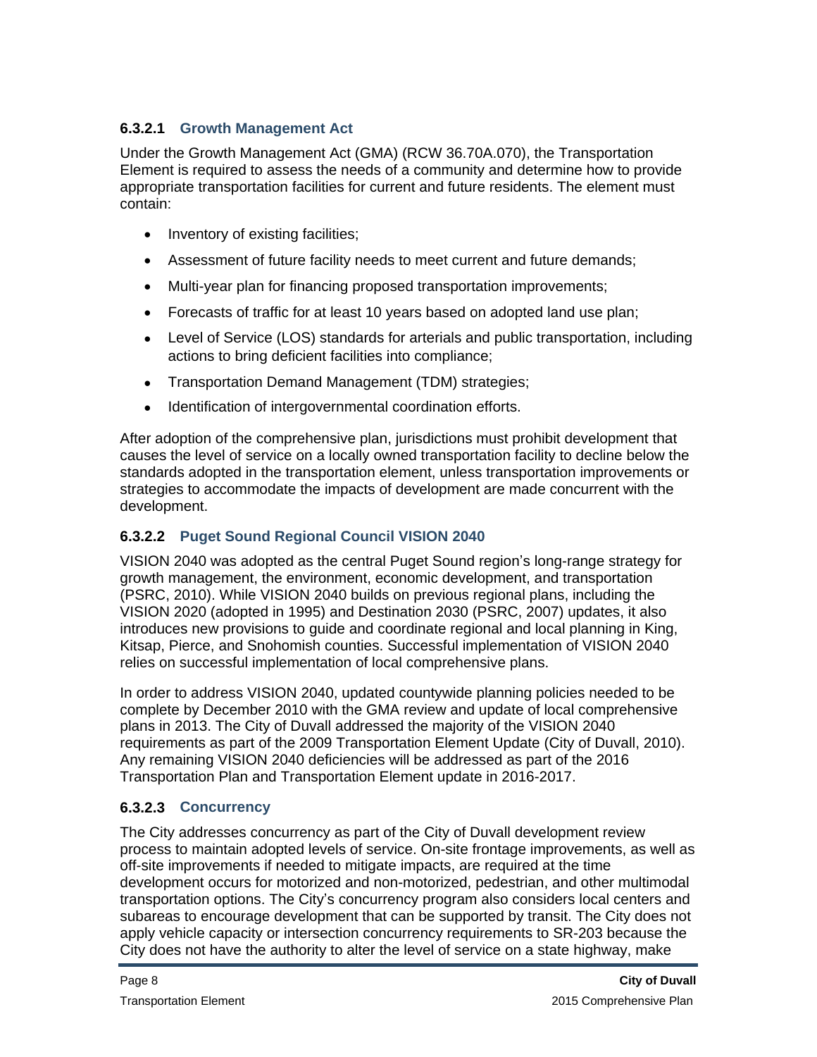#### 6.3.2.1 Growth Management Act

Under the Growth Management Act (GMA) (RCW 36.70A.070), the Transportation Element is required to assess the needs of a community and determine how to provide appropriate transportation facilities for current and future residents. The element must contain:

- Inventory of existing facilities;
- Assessment of future facility needs to meet current and future demands;
- Multi-year plan for financing proposed transportation improvements;
- Forecasts of traffic for at least 10 years based on adopted land use plan;
- Level of Service (LOS) standards for arterials and public transportation, including actions to bring deficient facilities into compliance;
- Transportation Demand Management (TDM) strategies;
- Identification of intergovernmental coordination efforts.

After adoption of the comprehensive plan, jurisdictions must prohibit development that causes the level of service on a locally owned transportation facility to decline below the standards adopted in the transportation element, unless transportation improvements or strategies to accommodate the impacts of development are made concurrent with the development.

#### 6.3.2.2 Puget Sound Regional Council VISION 2040

VISION 2040 was adopted as the central Puget Sound region's long-range strategy for growth management, the environment, economic development, and transportation (PSRC, 2010). While VISION 2040 builds on previous regional plans, including the VISION 2020 (adopted in 1995) and Destination 2030 (PSRC, 2007) updates, it also introduces new provisions to guide and coordinate regional and local planning in King, Kitsap, Pierce, and Snohomish counties. Successful implementation of VISION 2040 relies on successful implementation of local comprehensive plans.

In order to address VISION 2040, updated countywide planning policies needed to be complete by December 2010 with the GMA review and update of local comprehensive plans in 2013. The City of Duvall addressed the majority of the VISION 2040 requirements as part of the 2009 Transportation Element Update (City of Duvall, 2010). Any remaining VISION 2040 deficiencies will be addressed as part of the 2016 Transportation Plan and Transportation Element update in 2016-2017.

#### 6.3.2.3 Concurrency

The City addresses concurrency as part of the City of Duvall development review process to maintain adopted levels of service. On-site frontage improvements, as well as off-site improvements if needed to mitigate impacts, are required at the time development occurs for motorized and non-motorized, pedestrian, and other multimodal transportation options. The City's concurrency program also considers local centers and subareas to encourage development that can be supported by transit. The City does not apply vehicle capacity or intersection concurrency requirements to SR-203 because the City does not have the authority to alter the level of service on a state highway, make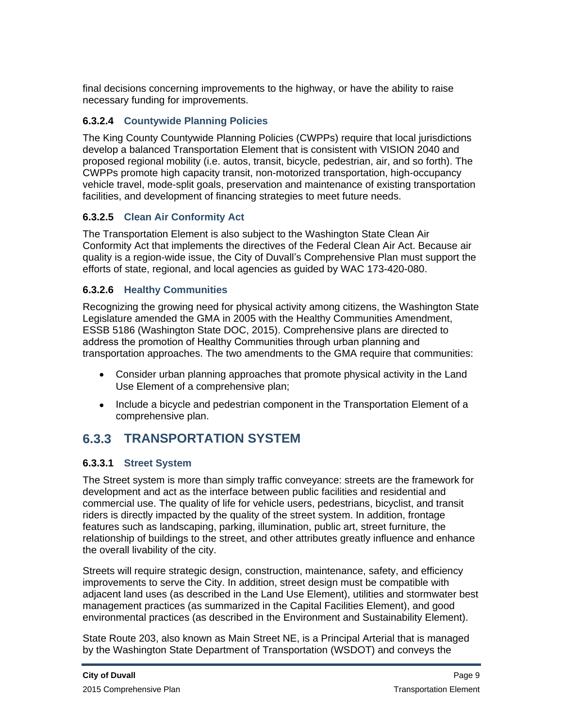final decisions concerning improvements to the highway, or have the ability to raise necessary funding for improvements.

#### 6.3.2.4 Countywide Planning Policies

The King County Countywide Planning Policies (CWPPs) require that local jurisdictions develop a balanced Transportation Element that is consistent with VISION 2040 and proposed regional mobility (i.e. autos, transit, bicycle, pedestrian, air, and so forth). The CWPPs promote high capacity transit, non-motorized transportation, high-occupancy vehicle travel, mode-split goals, preservation and maintenance of existing transportation facilities, and development of financing strategies to meet future needs.

#### 6.3.2.5 Clean Air Conformity Act

The Transportation Element is also subject to the Washington State Clean Air Conformity Act that implements the directives of the Federal Clean Air Act. Because air quality is a region-wide issue, the City of Duvall's Comprehensive Plan must support the efforts of state, regional, and local agencies as guided by WAC 173-420-080.

#### 6.3.2.6 Healthy Communities

Recognizing the growing need for physical activity among citizens, the Washington State Legislature amended the GMA in 2005 with the Healthy Communities Amendment, ESSB 5186 (Washington State DOC, 2015). Comprehensive plans are directed to address the promotion of Healthy Communities through urban planning and transportation approaches. The two amendments to the GMA require that communities:

- Consider urban planning approaches that promote physical activity in the Land Use Element of a comprehensive plan;
- Include a bicycle and pedestrian component in the Transportation Element of a comprehensive plan.

### 6.3.3 TRANSPORTATION SYSTEM

#### 6.3.3.1 Street System

The Street system is more than simply traffic conveyance: streets are the framework for development and act as the interface between public facilities and residential and commercial use. The quality of life for vehicle users, pedestrians, bicyclist, and transit riders is directly impacted by the quality of the street system. In addition, frontage features such as landscaping, parking, illumination, public art, street furniture, the relationship of buildings to the street, and other attributes greatly influence and enhance the overall livability of the city.

Streets will require strategic design, construction, maintenance, safety, and efficiency improvements to serve the City. In addition, street design must be compatible with adjacent land uses (as described in the Land Use Element), utilities and stormwater best management practices (as summarized in the Capital Facilities Element), and good environmental practices (as described in the Environment and Sustainability Element).

State Route 203, also known as Main Street NE, is a Principal Arterial that is managed by the Washington State Department of Transportation (WSDOT) and conveys the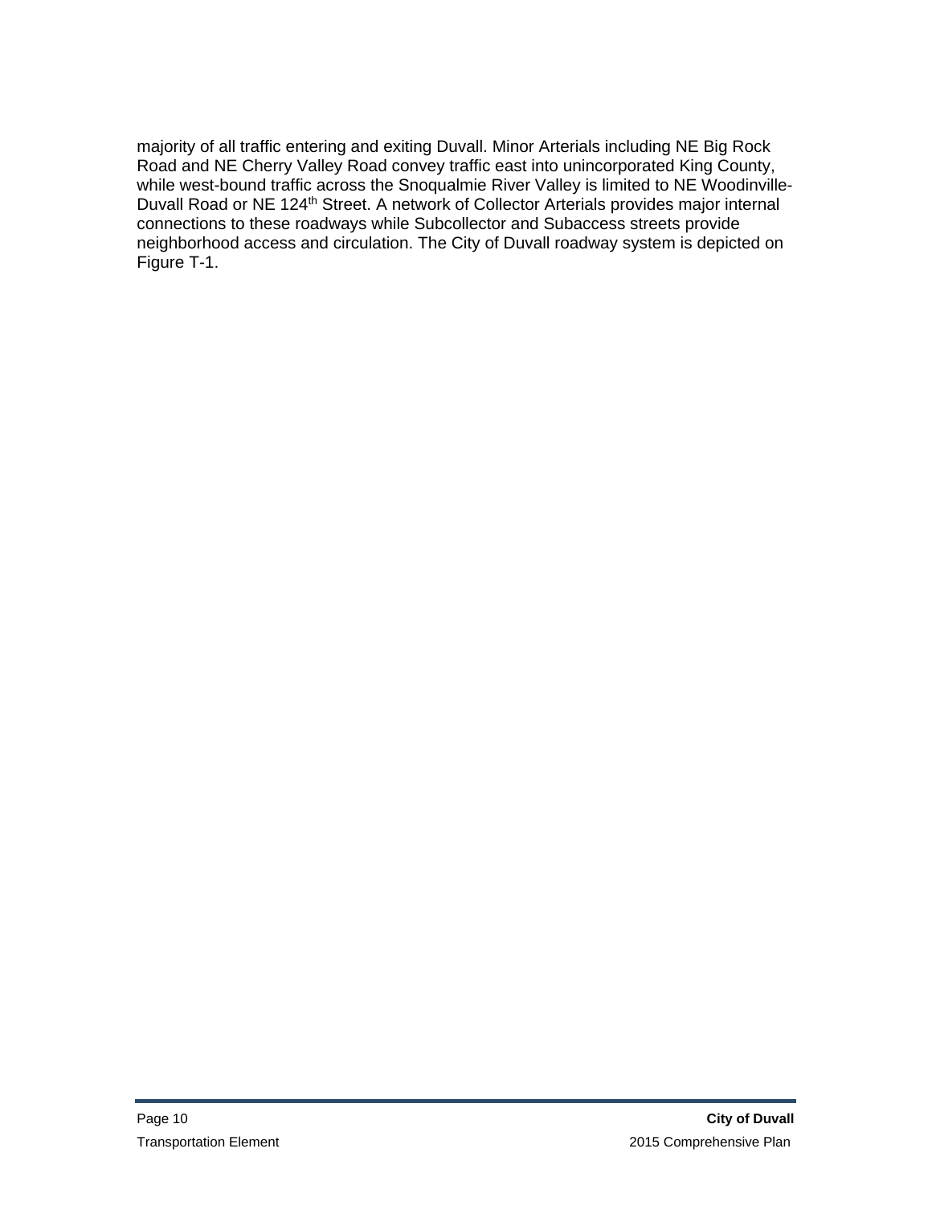majority of all traffic entering and exiting Duvall. Minor Arterials including NE Big Rock Road and NE Cherry Valley Road convey traffic east into unincorporated King County, while west-bound traffic across the Snoqualmie River Valley is limited to NE Woodinville-Duvall Road or NE 124th Street. A network of Collector Arterials provides major internal connections to these roadways while Subcollector and Subaccess streets provide neighborhood access and circulation. The City of Duvall roadway system is depicted on Figure T-1.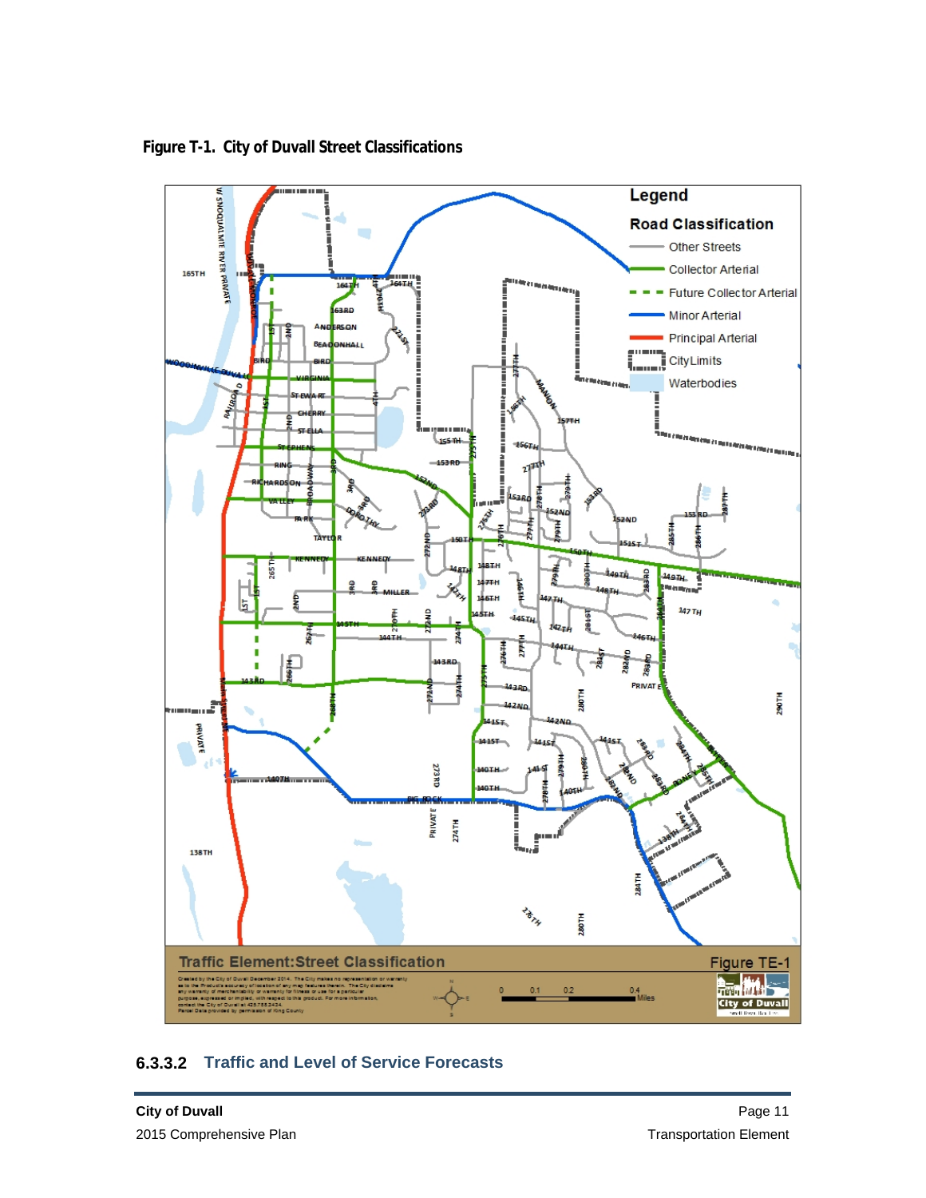**Figure T-1. City of Duvall Street Classifications**

### 6.3.3.2 Traffic and Level of Service Forecasts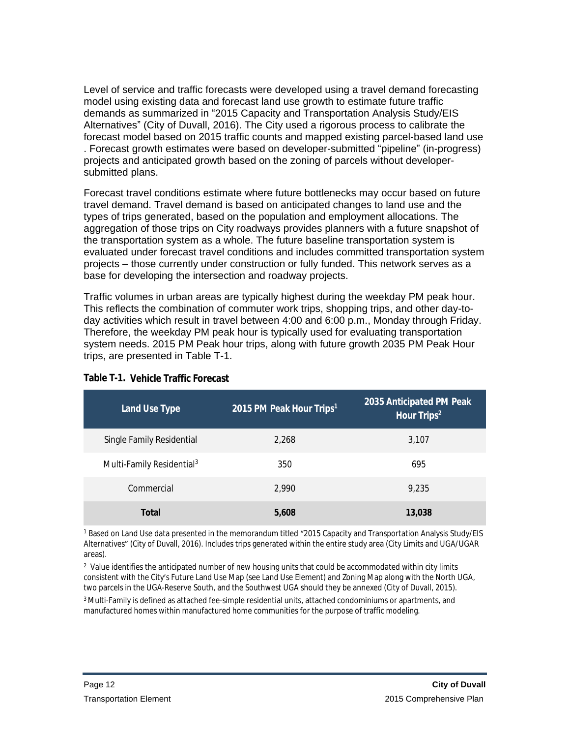Level of service and traffic forecasts were developed using a travel demand forecasting model using existing data and forecast land use growth to estimate future traffic demands as summarized in "2015 Capacity and Transportation Analysis Study/EIS Alternatives" (City of Duvall, 2016). The City used a rigorous process to calibrate the forecast model based on 2015 traffic counts and mapped existing parcel-based land use . Forecast growth estimates were based on developer-submitted "pipeline" (in-progress) projects and anticipated growth based on the zoning of parcels without developer-submitted plans.

Forecast travel conditions estimate where future bottlenecks may occur based on future travel demand. Travel demand is based on anticipated changes to land use and the types of trips generated, based on the population and employment allocations. The aggregation of those trips on City roadways provides planners with a future snapshot of the transportation system as a whole. The future baseline transportation system is evaluated under forecast travel conditions and includes committed transportation system projects – those currently under construction or fully funded. This network serves as a base for developing the intersection and roadway projects.

Traffic volumes in urban areas are typically highest during the weekday PM peak hour. This reflects the combination of commuter work trips, shopping trips, and other day-to-day activities which result in travel between 4:00 and 6:00 p.m., Monday through Friday. Therefore, the weekday PM peak hour is typically used for evaluating transportation system needs. 2015 PM Peak hour trips, along with future growth 2035 PM Peak Hour trips, are presented in Table T-1.

**Table T-1. Vehicle Traffic Forecast**

| Land Use Type | 2015 PM Peak Hour Trips[1] | 2035 Anticipated PM Peak Hour Trips[2] |
|---|---|---|
| Single Family Residential | 2,268 | 3,107 |
| Multi-Family Residential[3] | 350 | 695 |
| Commercial | 2,990 | 9,235 |
| **Total** | **5,608** | **13,038** |

[1] Based on Land Use data presented in the memorandum titled "2015 Capacity and Transportation Analysis Study/EIS Alternatives" (City of Duvall, 2016). Includes trips generated within the entire study area (City Limits and UGA/UGAR areas).

[2] Value identifies the anticipated number of new housing units that could be accommodated within city limits consistent with the City's Future Land Use Map (see Land Use Element) and Zoning Map along with the North UGA, two parcels in the UGA-Reserve South, and the Southwest UGA should they be annexed (City of Duvall, 2015).

[3] Multi-Family is defined as attached fee-simple residential units, attached condominiums or apartments, and manufactured homes within manufactured home communities for the purpose of traffic modeling.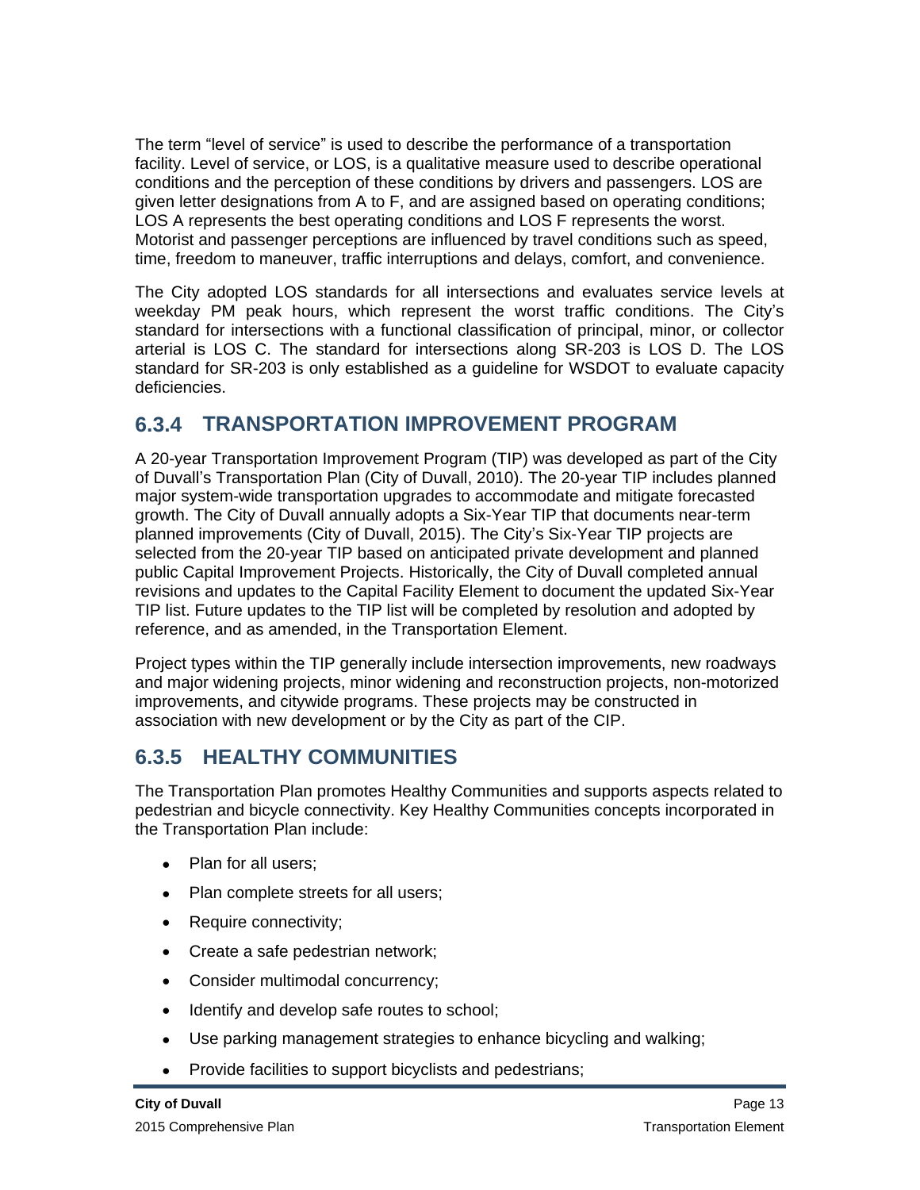The term "level of service" is used to describe the performance of a transportation facility. Level of service, or LOS, is a qualitative measure used to describe operational conditions and the perception of these conditions by drivers and passengers. LOS are given letter designations from A to F, and are assigned based on operating conditions; LOS A represents the best operating conditions and LOS F represents the worst. Motorist and passenger perceptions are influenced by travel conditions such as speed, time, freedom to maneuver, traffic interruptions and delays, comfort, and convenience.

The City adopted LOS standards for all intersections and evaluates service levels at weekday PM peak hours, which represent the worst traffic conditions. The City's standard for intersections with a functional classification of principal, minor, or collector arterial is LOS C. The standard for intersections along SR-203 is LOS D. The LOS standard for SR-203 is only established as a guideline for WSDOT to evaluate capacity deficiencies.

## 6.3.4 TRANSPORTATION IMPROVEMENT PROGRAM

A 20-year Transportation Improvement Program (TIP) was developed as part of the City of Duvall's Transportation Plan (City of Duvall, 2010). The 20-year TIP includes planned major system-wide transportation upgrades to accommodate and mitigate forecasted growth. The City of Duvall annually adopts a Six-Year TIP that documents near-term planned improvements (City of Duvall, 2015). The City's Six-Year TIP projects are selected from the 20-year TIP based on anticipated private development and planned public Capital Improvement Projects. Historically, the City of Duvall completed annual revisions and updates to the Capital Facility Element to document the updated Six-Year TIP list. Future updates to the TIP list will be completed by resolution and adopted by reference, and as amended, in the Transportation Element.

Project types within the TIP generally include intersection improvements, new roadways and major widening projects, minor widening and reconstruction projects, non-motorized improvements, and citywide programs. These projects may be constructed in association with new development or by the City as part of the CIP.

## 6.3.5 HEALTHY COMMUNITIES

The Transportation Plan promotes Healthy Communities and supports aspects related to pedestrian and bicycle connectivity. Key Healthy Communities concepts incorporated in the Transportation Plan include:

- Plan for all users;
- Plan complete streets for all users;
- Require connectivity;
- Create a safe pedestrian network;
- Consider multimodal concurrency;
- Identify and develop safe routes to school;
- Use parking management strategies to enhance bicycling and walking;
- Provide facilities to support bicyclists and pedestrians;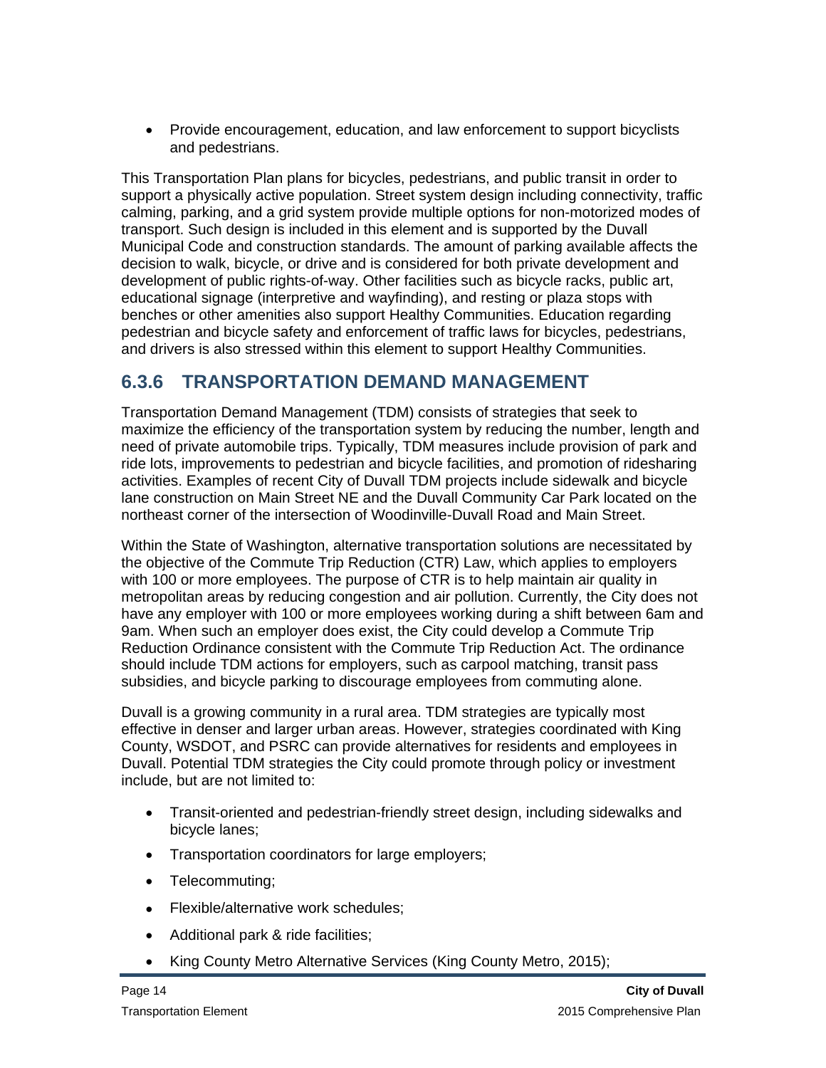- Provide encouragement, education, and law enforcement to support bicyclists and pedestrians.

This Transportation Plan plans for bicycles, pedestrians, and public transit in order to support a physically active population. Street system design including connectivity, traffic calming, parking, and a grid system provide multiple options for non-motorized modes of transport. Such design is included in this element and is supported by the Duvall Municipal Code and construction standards. The amount of parking available affects the decision to walk, bicycle, or drive and is considered for both private development and development of public rights-of-way. Other facilities such as bicycle racks, public art, educational signage (interpretive and wayfinding), and resting or plaza stops with benches or other amenities also support Healthy Communities. Education regarding pedestrian and bicycle safety and enforcement of traffic laws for bicycles, pedestrians, and drivers is also stressed within this element to support Healthy Communities.

### 6.3.6 TRANSPORTATION DEMAND MANAGEMENT

Transportation Demand Management (TDM) consists of strategies that seek to maximize the efficiency of the transportation system by reducing the number, length and need of private automobile trips. Typically, TDM measures include provision of park and ride lots, improvements to pedestrian and bicycle facilities, and promotion of ridesharing activities. Examples of recent City of Duvall TDM projects include sidewalk and bicycle lane construction on Main Street NE and the Duvall Community Car Park located on the northeast corner of the intersection of Woodinville-Duvall Road and Main Street.

Within the State of Washington, alternative transportation solutions are necessitated by the objective of the Commute Trip Reduction (CTR) Law, which applies to employers with 100 or more employees. The purpose of CTR is to help maintain air quality in metropolitan areas by reducing congestion and air pollution. Currently, the City does not have any employer with 100 or more employees working during a shift between 6am and 9am. When such an employer does exist, the City could develop a Commute Trip Reduction Ordinance consistent with the Commute Trip Reduction Act. The ordinance should include TDM actions for employers, such as carpool matching, transit pass subsidies, and bicycle parking to discourage employees from commuting alone.

Duvall is a growing community in a rural area. TDM strategies are typically most effective in denser and larger urban areas. However, strategies coordinated with King County, WSDOT, and PSRC can provide alternatives for residents and employees in Duvall. Potential TDM strategies the City could promote through policy or investment include, but are not limited to:

- Transit-oriented and pedestrian-friendly street design, including sidewalks and bicycle lanes;
- Transportation coordinators for large employers;
- Telecommuting;
- Flexible/alternative work schedules;
- Additional park & ride facilities;
- King County Metro Alternative Services (King County Metro, 2015);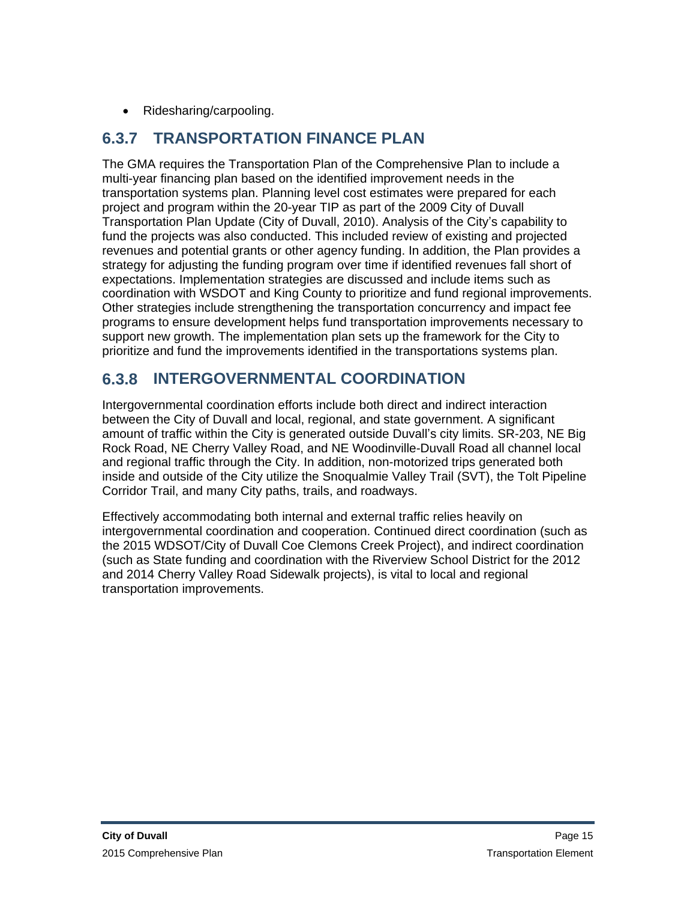- Ridesharing/carpooling.

## 6.3.7 TRANSPORTATION FINANCE PLAN

The GMA requires the Transportation Plan of the Comprehensive Plan to include a multi-year financing plan based on the identified improvement needs in the transportation systems plan. Planning level cost estimates were prepared for each project and program within the 20-year TIP as part of the 2009 City of Duvall Transportation Plan Update (City of Duvall, 2010). Analysis of the City's capability to fund the projects was also conducted. This included review of existing and projected revenues and potential grants or other agency funding. In addition, the Plan provides a strategy for adjusting the funding program over time if identified revenues fall short of expectations. Implementation strategies are discussed and include items such as coordination with WSDOT and King County to prioritize and fund regional improvements. Other strategies include strengthening the transportation concurrency and impact fee programs to ensure development helps fund transportation improvements necessary to support new growth. The implementation plan sets up the framework for the City to prioritize and fund the improvements identified in the transportations systems plan.

## 6.3.8 INTERGOVERNMENTAL COORDINATION

Intergovernmental coordination efforts include both direct and indirect interaction between the City of Duvall and local, regional, and state government. A significant amount of traffic within the City is generated outside Duvall's city limits. SR-203, NE Big Rock Road, NE Cherry Valley Road, and NE Woodinville-Duvall Road all channel local and regional traffic through the City. In addition, non-motorized trips generated both inside and outside of the City utilize the Snoqualmie Valley Trail (SVT), the Tolt Pipeline Corridor Trail, and many City paths, trails, and roadways.

Effectively accommodating both internal and external traffic relies heavily on intergovernmental coordination and cooperation. Continued direct coordination (such as the 2015 WDSOT/City of Duvall Coe Clemons Creek Project), and indirect coordination (such as State funding and coordination with the Riverview School District for the 2012 and 2014 Cherry Valley Road Sidewalk projects), is vital to local and regional transportation improvements.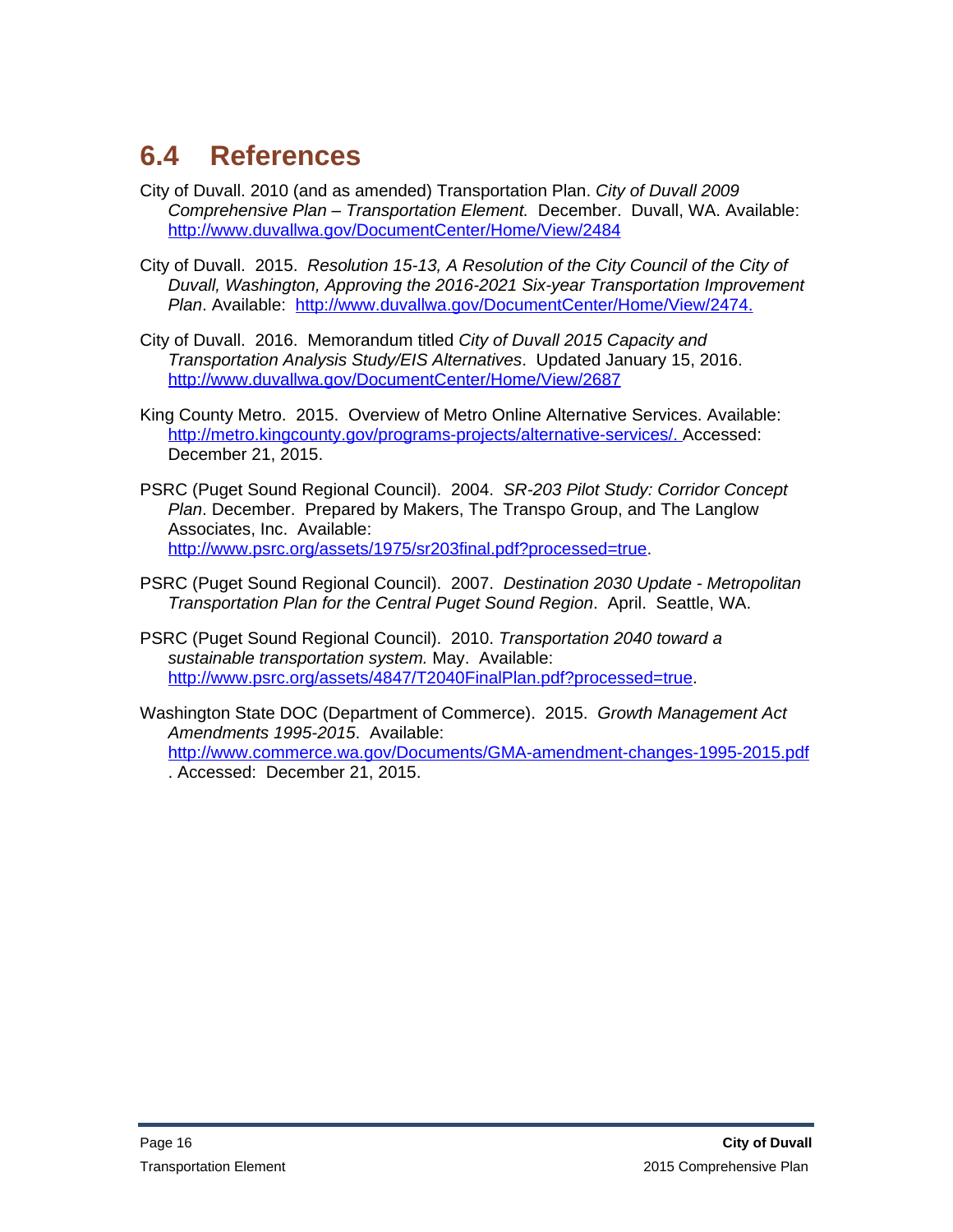## 6.4 References

City of Duvall. 2010 (and as amended) Transportation Plan. *City of Duvall 2009 Comprehensive Plan – Transportation Element.* December. Duvall, WA. Available: http://www.duvallwa.gov/DocumentCenter/Home/View/2484

City of Duvall. 2015. *Resolution 15-13, A Resolution of the City Council of the City of Duvall, Washington, Approving the 2016-2021 Six-year Transportation Improvement Plan*. Available: http://www.duvallwa.gov/DocumentCenter/Home/View/2474.

City of Duvall. 2016. Memorandum titled *City of Duvall 2015 Capacity and Transportation Analysis Study/EIS Alternatives*. Updated January 15, 2016. http://www.duvallwa.gov/DocumentCenter/Home/View/2687

King County Metro. 2015. Overview of Metro Online Alternative Services. Available: http://metro.kingcounty.gov/programs-projects/alternative-services/. Accessed: December 21, 2015.

PSRC (Puget Sound Regional Council). 2004. *SR-203 Pilot Study: Corridor Concept Plan*. December. Prepared by Makers, The Transpo Group, and The Langlow Associates, Inc. Available: http://www.psrc.org/assets/1975/sr203final.pdf?processed=true.

PSRC (Puget Sound Regional Council). 2007. *Destination 2030 Update - Metropolitan Transportation Plan for the Central Puget Sound Region*. April. Seattle, WA.

PSRC (Puget Sound Regional Council). 2010. *Transportation 2040 toward a sustainable transportation system.* May. Available: http://www.psrc.org/assets/4847/T2040FinalPlan.pdf?processed=true.

Washington State DOC (Department of Commerce). 2015. *Growth Management Act Amendments 1995-2015*. Available: http://www.commerce.wa.gov/Documents/GMA-amendment-changes-1995-2015.pdf. Accessed: December 21, 2015.